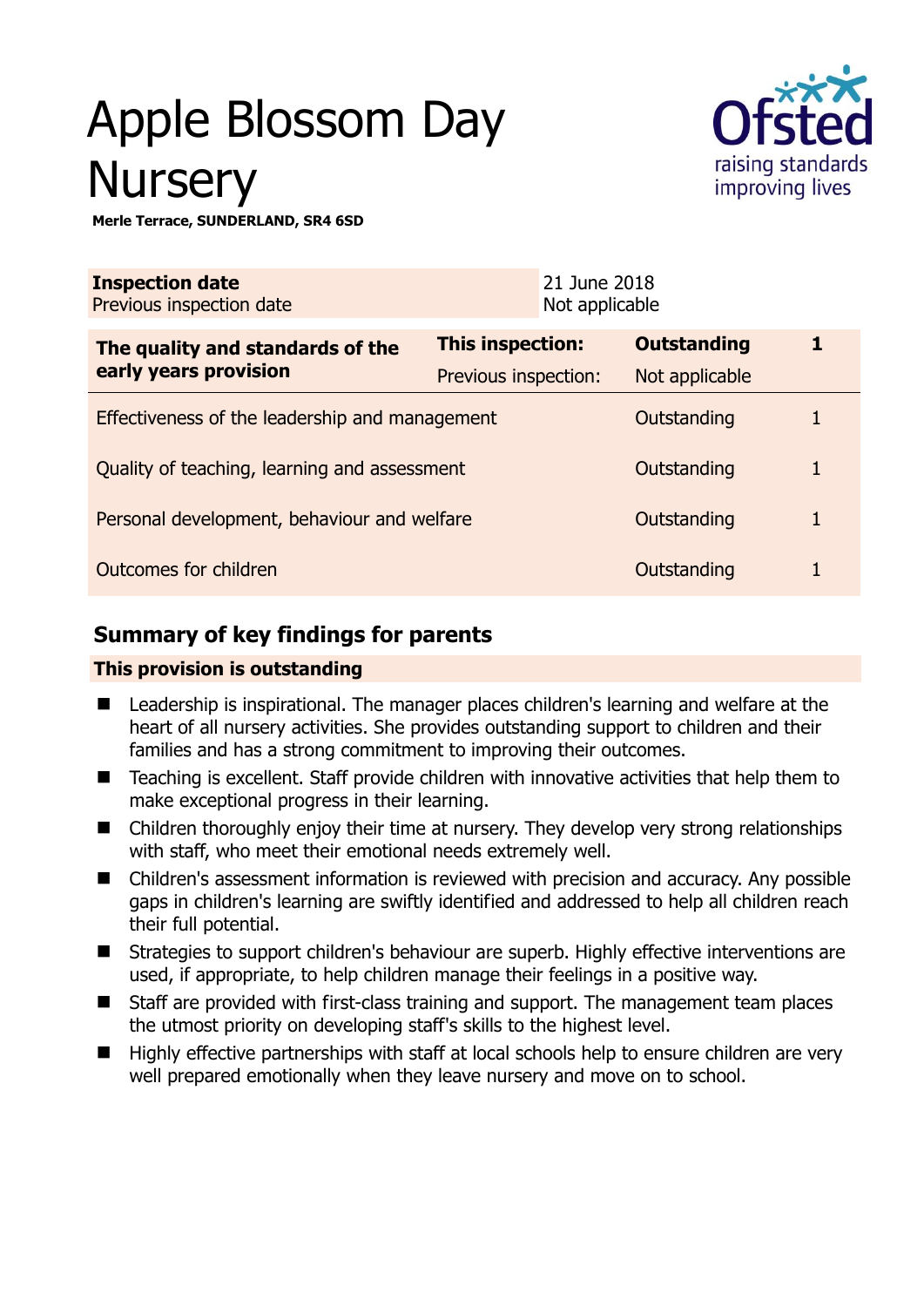# Apple Blossom Day Nursery

**Merle Terrace, SUNDERLAND, SR4 6SD**

| **Inspection date** | 21 June 2018 |
|---|---|
| Previous inspection date | Not applicable |

| **The quality and standards of the early years provision** | **This inspection:** | **Outstanding** | **1** |
|---|---|---|---|
| | Previous inspection: | Not applicable | |
| Effectiveness of the leadership and management | | Outstanding | 1 |
| Quality of teaching, learning and assessment | | Outstanding | 1 |
| Personal development, behaviour and welfare | | Outstanding | 1 |
| Outcomes for children | | Outstanding | 1 |

## Summary of key findings for parents

**This provision is outstanding**

- Leadership is inspirational. The manager places children's learning and welfare at the heart of all nursery activities. She provides outstanding support to children and their families and has a strong commitment to improving their outcomes.
- Teaching is excellent. Staff provide children with innovative activities that help them to make exceptional progress in their learning.
- Children thoroughly enjoy their time at nursery. They develop very strong relationships with staff, who meet their emotional needs extremely well.
- Children's assessment information is reviewed with precision and accuracy. Any possible gaps in children's learning are swiftly identified and addressed to help all children reach their full potential.
- Strategies to support children's behaviour are superb. Highly effective interventions are used, if appropriate, to help children manage their feelings in a positive way.
- Staff are provided with first-class training and support. The management team places the utmost priority on developing staff's skills to the highest level.
- Highly effective partnerships with staff at local schools help to ensure children are very well prepared emotionally when they leave nursery and move on to school.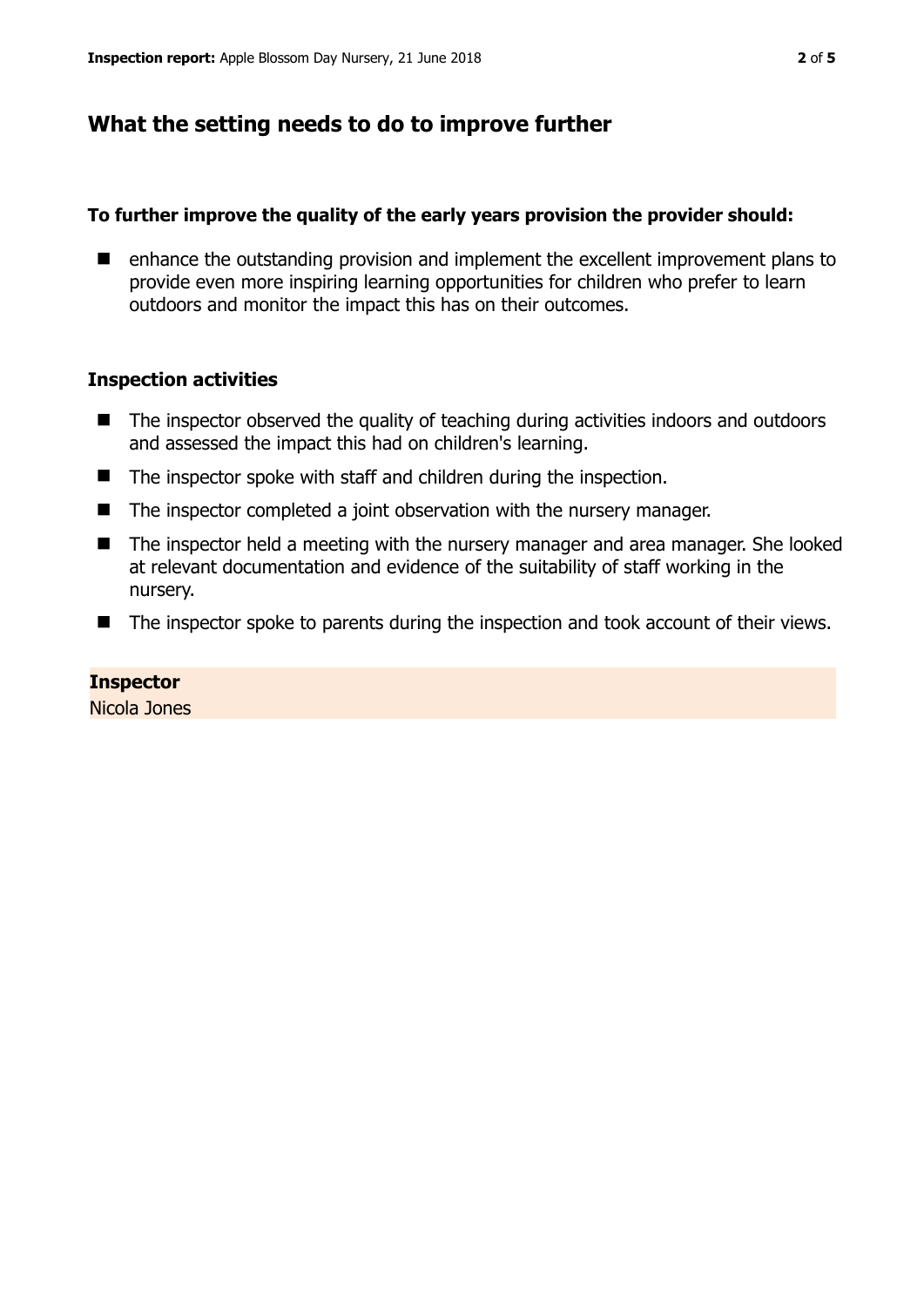## What the setting needs to do to improve further

**To further improve the quality of the early years provision the provider should:**

- enhance the outstanding provision and implement the excellent improvement plans to provide even more inspiring learning opportunities for children who prefer to learn outdoors and monitor the impact this has on their outcomes.

### Inspection activities

- The inspector observed the quality of teaching during activities indoors and outdoors and assessed the impact this had on children's learning.
- The inspector spoke with staff and children during the inspection.
- The inspector completed a joint observation with the nursery manager.
- The inspector held a meeting with the nursery manager and area manager. She looked at relevant documentation and evidence of the suitability of staff working in the nursery.
- The inspector spoke to parents during the inspection and took account of their views.

**Inspector**
Nicola Jones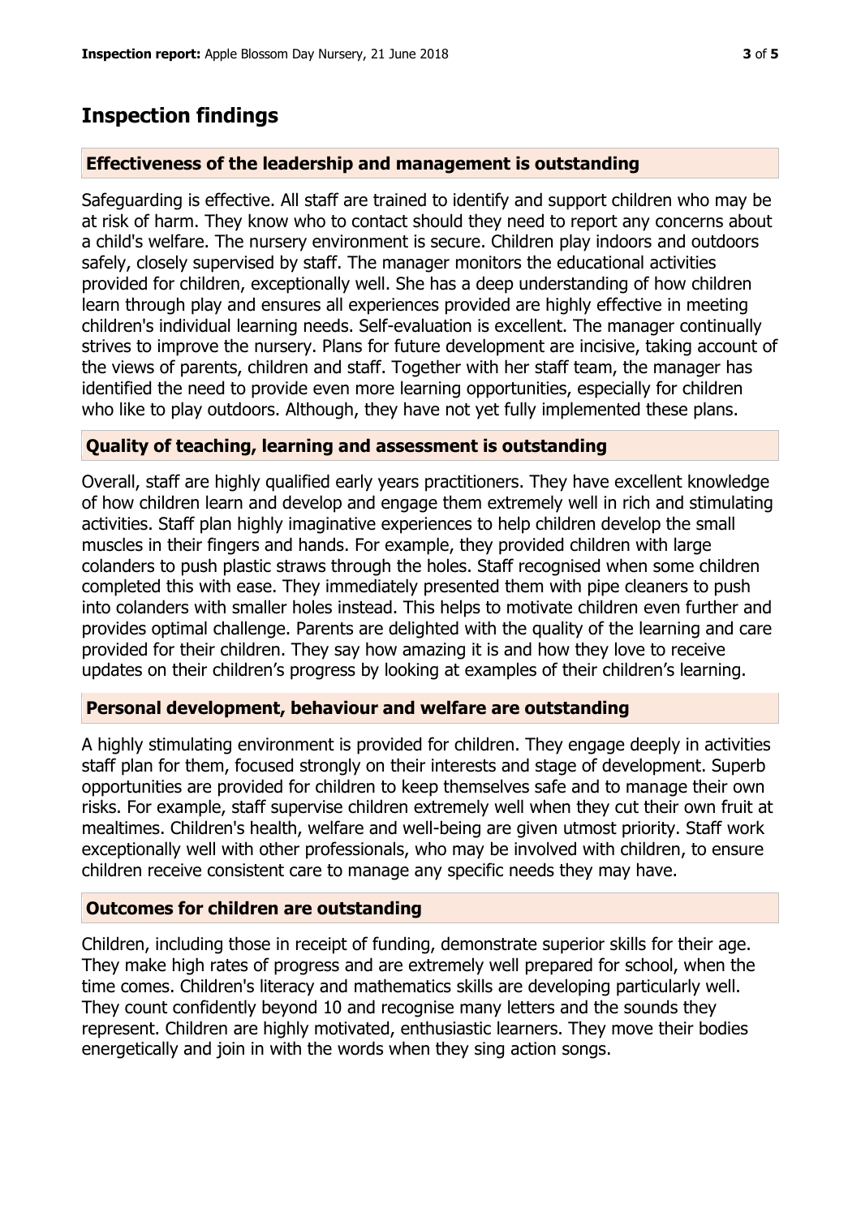## Inspection findings

### Effectiveness of the leadership and management is outstanding

Safeguarding is effective. All staff are trained to identify and support children who may be at risk of harm. They know who to contact should they need to report any concerns about a child's welfare. The nursery environment is secure. Children play indoors and outdoors safely, closely supervised by staff. The manager monitors the educational activities provided for children, exceptionally well. She has a deep understanding of how children learn through play and ensures all experiences provided are highly effective in meeting children's individual learning needs. Self-evaluation is excellent. The manager continually strives to improve the nursery. Plans for future development are incisive, taking account of the views of parents, children and staff. Together with her staff team, the manager has identified the need to provide even more learning opportunities, especially for children who like to play outdoors. Although, they have not yet fully implemented these plans.

### Quality of teaching, learning and assessment is outstanding

Overall, staff are highly qualified early years practitioners. They have excellent knowledge of how children learn and develop and engage them extremely well in rich and stimulating activities. Staff plan highly imaginative experiences to help children develop the small muscles in their fingers and hands. For example, they provided children with large colanders to push plastic straws through the holes. Staff recognised when some children completed this with ease. They immediately presented them with pipe cleaners to push into colanders with smaller holes instead. This helps to motivate children even further and provides optimal challenge. Parents are delighted with the quality of the learning and care provided for their children. They say how amazing it is and how they love to receive updates on their children's progress by looking at examples of their children's learning.

### Personal development, behaviour and welfare are outstanding

A highly stimulating environment is provided for children. They engage deeply in activities staff plan for them, focused strongly on their interests and stage of development. Superb opportunities are provided for children to keep themselves safe and to manage their own risks. For example, staff supervise children extremely well when they cut their own fruit at mealtimes. Children's health, welfare and well-being are given utmost priority. Staff work exceptionally well with other professionals, who may be involved with children, to ensure children receive consistent care to manage any specific needs they may have.

### Outcomes for children are outstanding

Children, including those in receipt of funding, demonstrate superior skills for their age. They make high rates of progress and are extremely well prepared for school, when the time comes. Children's literacy and mathematics skills are developing particularly well. They count confidently beyond 10 and recognise many letters and the sounds they represent. Children are highly motivated, enthusiastic learners. They move their bodies energetically and join in with the words when they sing action songs.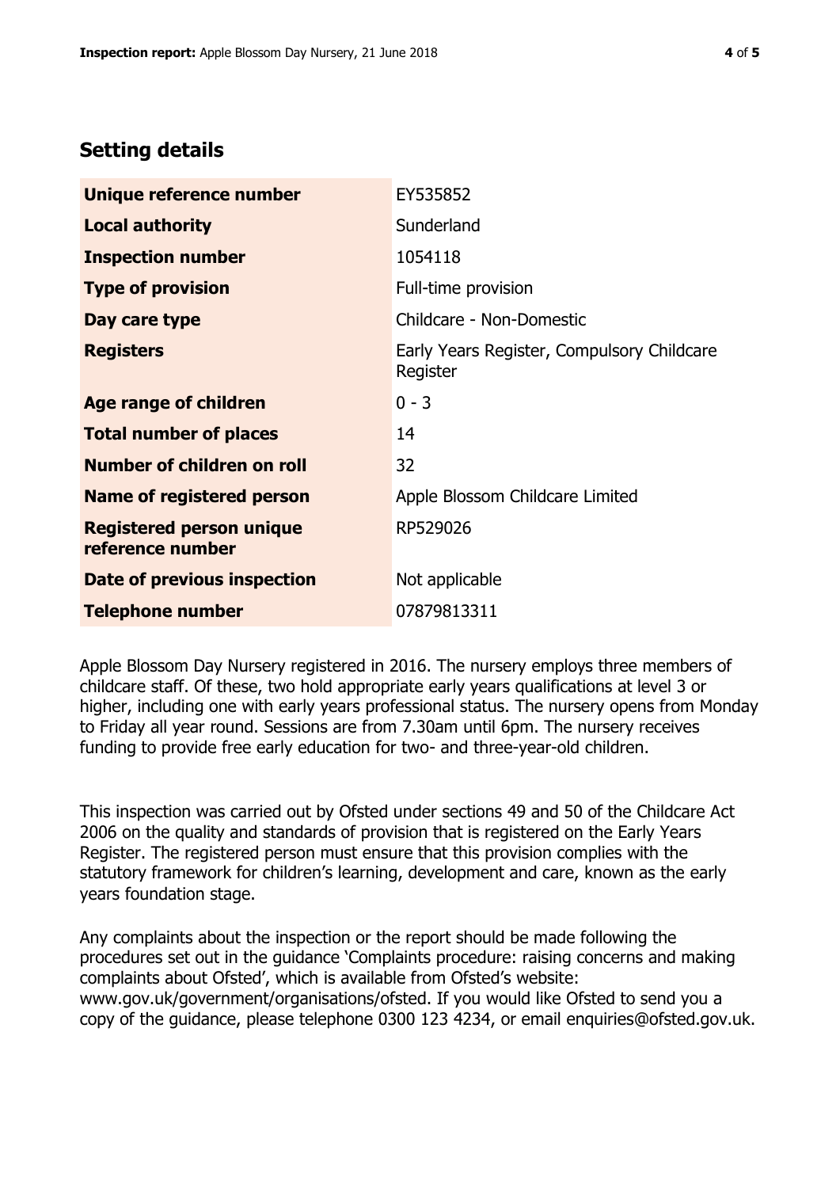## Setting details

| | |
|---|---|
| **Unique reference number** | EY535852 |
| **Local authority** | Sunderland |
| **Inspection number** | 1054118 |
| **Type of provision** | Full-time provision |
| **Day care type** | Childcare - Non-Domestic |
| **Registers** | Early Years Register, Compulsory Childcare Register |
| **Age range of children** | 0 - 3 |
| **Total number of places** | 14 |
| **Number of children on roll** | 32 |
| **Name of registered person** | Apple Blossom Childcare Limited |
| **Registered person unique reference number** | RP529026 |
| **Date of previous inspection** | Not applicable |
| **Telephone number** | 07879813311 |

Apple Blossom Day Nursery registered in 2016. The nursery employs three members of childcare staff. Of these, two hold appropriate early years qualifications at level 3 or higher, including one with early years professional status. The nursery opens from Monday to Friday all year round. Sessions are from 7.30am until 6pm. The nursery receives funding to provide free early education for two- and three-year-old children.

This inspection was carried out by Ofsted under sections 49 and 50 of the Childcare Act 2006 on the quality and standards of provision that is registered on the Early Years Register. The registered person must ensure that this provision complies with the statutory framework for children's learning, development and care, known as the early years foundation stage.

Any complaints about the inspection or the report should be made following the procedures set out in the guidance 'Complaints procedure: raising concerns and making complaints about Ofsted', which is available from Ofsted's website: www.gov.uk/government/organisations/ofsted. If you would like Ofsted to send you a copy of the guidance, please telephone 0300 123 4234, or email enquiries@ofsted.gov.uk.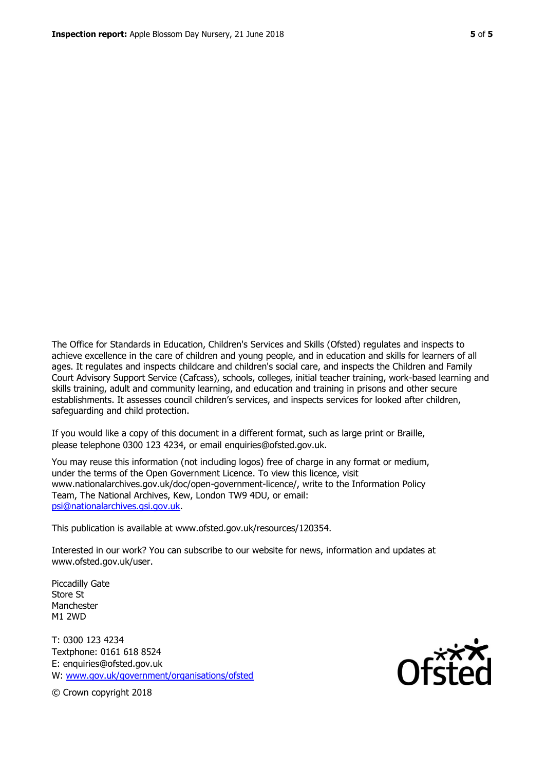The Office for Standards in Education, Children's Services and Skills (Ofsted) regulates and inspects to achieve excellence in the care of children and young people, and in education and skills for learners of all ages. It regulates and inspects childcare and children's social care, and inspects the Children and Family Court Advisory Support Service (Cafcass), schools, colleges, initial teacher training, work-based learning and skills training, adult and community learning, and education and training in prisons and other secure establishments. It assesses council children's services, and inspects services for looked after children, safeguarding and child protection.

If you would like a copy of this document in a different format, such as large print or Braille, please telephone 0300 123 4234, or email enquiries@ofsted.gov.uk.

You may reuse this information (not including logos) free of charge in any format or medium, under the terms of the Open Government Licence. To view this licence, visit www.nationalarchives.gov.uk/doc/open-government-licence/, write to the Information Policy Team, The National Archives, Kew, London TW9 4DU, or email: [psi@nationalarchives.gsi.gov.uk](mailto:psi@nationalarchives.gsi.gov.uk).

This publication is available at www.ofsted.gov.uk/resources/120354.

Interested in our work? You can subscribe to our website for news, information and updates at www.ofsted.gov.uk/user.

Piccadilly Gate  
Store St  
Manchester  
M1 2WD

T: 0300 123 4234  
Textphone: 0161 618 8524  
E: enquiries@ofsted.gov.uk  
W: [www.gov.uk/government/organisations/ofsted](http://www.gov.uk/government/organisations/ofsted)

© Crown copyright 2018